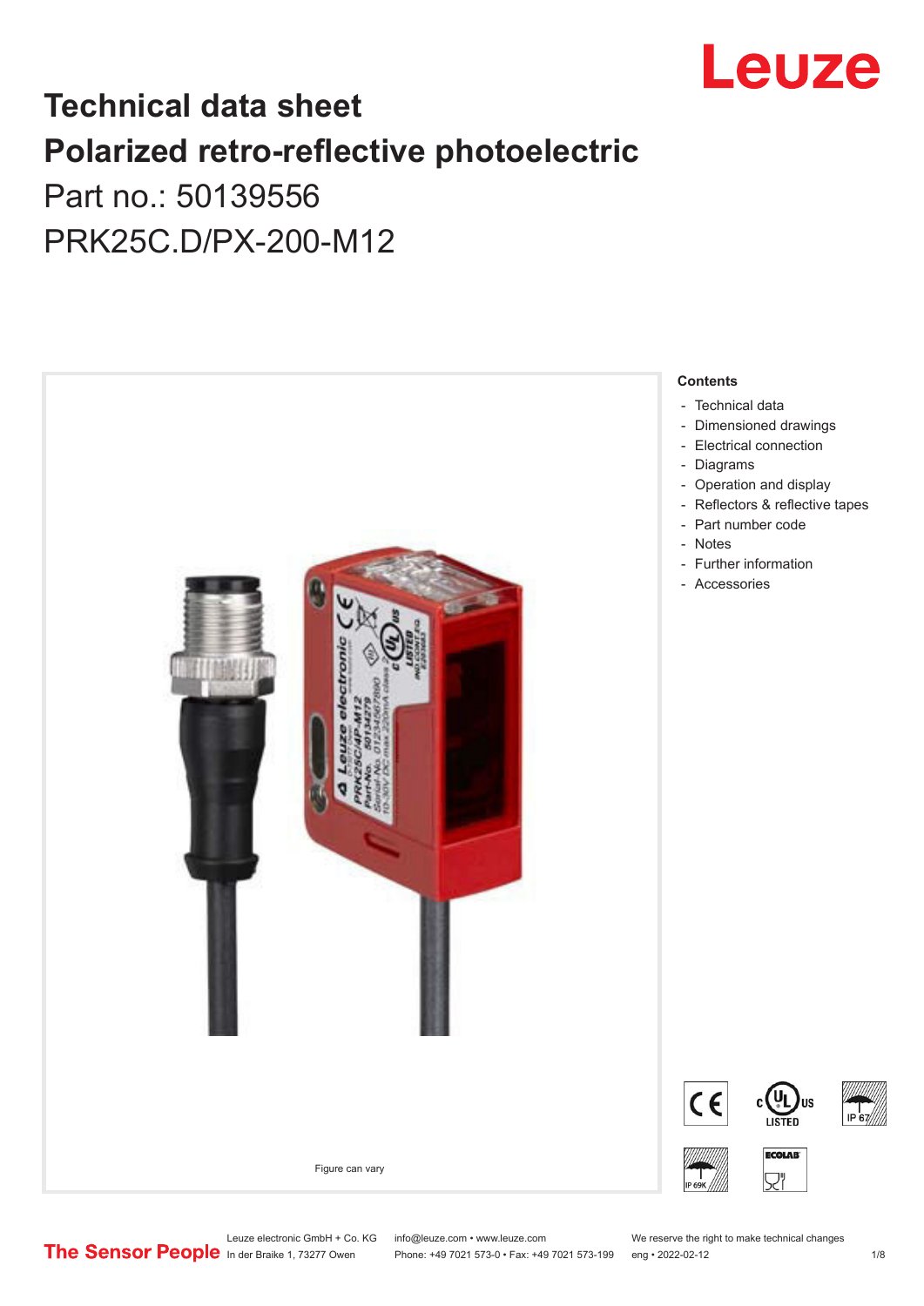# Technical data sheet

# Polarized retro-reflective photoelectric

## Part no.: 50139556

## PRK25C.D/PX-200-M12

Figure can vary

**Contents**

- Technical data
- Dimensioned drawings
- Electrical connection
- Diagrams
- Operation and display
- Reflectors & reflective tapes
- Part number code
- Notes
- Further information
- Accessories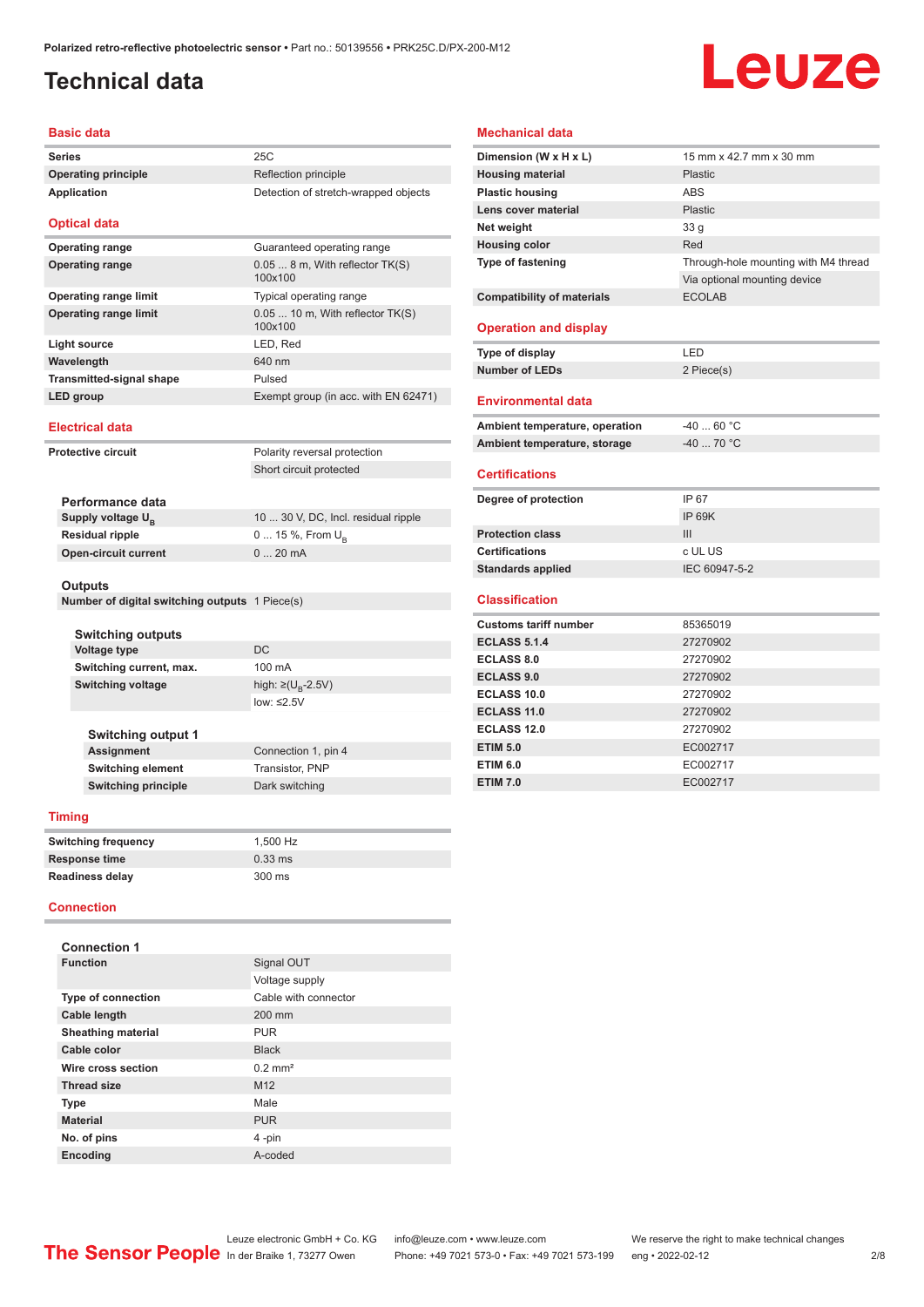# Technical data

## Basic data

| | |
|---|---|
| Series | 25C |
| Operating principle | Reflection principle |
| Application | Detection of stretch-wrapped objects |

## Optical data

| | |
|---|---|
| Operating range | Guaranteed operating range |
| Operating range | 0.05 ... 8 m, With reflector TK(S) 100x100 |
| Operating range limit | Typical operating range |
| Operating range limit | 0.05 ... 10 m, With reflector TK(S) 100x100 |
| Light source | LED, Red |
| Wavelength | 640 nm |
| Transmitted-signal shape | Pulsed |
| LED group | Exempt group (in acc. with EN 62471) |

## Electrical data

| | |
|---|---|
| Protective circuit | Polarity reversal protection |
| | Short circuit protected |

### Performance data

| | |
|---|---|
| Supply voltage $U_B$ | 10 ... 30 V, DC, Incl. residual ripple |
| Residual ripple | 0 ... 15 %, From $U_B$ |
| Open-circuit current | 0 ... 20 mA |

### Outputs

| | |
|---|---|
| Number of digital switching outputs | 1 Piece(s) |

### Switching outputs

| | |
|---|---|
| Voltage type | DC |
| Switching current, max. | 100 mA |
| Switching voltage | high: ≥($U_B$-2.5V) |
| | low: ≤2.5V |

### Switching output 1

| | |
|---|---|
| Assignment | Connection 1, pin 4 |
| Switching element | Transistor, PNP |
| Switching principle | Dark switching |

## Timing

| | |
|---|---|
| Switching frequency | 1,500 Hz |
| Response time | 0.33 ms |
| Readiness delay | 300 ms |

## Connection

### Connection 1

| | |
|---|---|
| Function | Signal OUT |
| | Voltage supply |
| Type of connection | Cable with connector |
| Cable length | 200 mm |
| Sheathing material | PUR |
| Cable color | Black |
| Wire cross section | 0.2 mm² |
| Thread size | M12 |
| Type | Male |
| Material | PUR |
| No. of pins | 4 -pin |
| Encoding | A-coded |

## Mechanical data

| | |
|---|---|
| Dimension (W x H x L) | 15 mm x 42.7 mm x 30 mm |
| Housing material | Plastic |
| Plastic housing | ABS |
| Lens cover material | Plastic |
| Net weight | 33 g |
| Housing color | Red |
| Type of fastening | Through-hole mounting with M4 thread |
| | Via optional mounting device |
| Compatibility of materials | ECOLAB |

## Operation and display

| | |
|---|---|
| Type of display | LED |
| Number of LEDs | 2 Piece(s) |

## Environmental data

| | |
|---|---|
| Ambient temperature, operation | -40 ... 60 °C |
| Ambient temperature, storage | -40 ... 70 °C |

## Certifications

| | |
|---|---|
| Degree of protection | IP 67 |
| | IP 69K |
| Protection class | III |
| Certifications | c UL US |
| Standards applied | IEC 60947-5-2 |

## Classification

| | |
|---|---|
| Customs tariff number | 85365019 |
| ECLASS 5.1.4 | 27270902 |
| ECLASS 8.0 | 27270902 |
| ECLASS 9.0 | 27270902 |
| ECLASS 10.0 | 27270902 |
| ECLASS 11.0 | 27270902 |
| ECLASS 12.0 | 27270902 |
| ETIM 5.0 | EC002717 |
| ETIM 6.0 | EC002717 |
| ETIM 7.0 | EC002717 |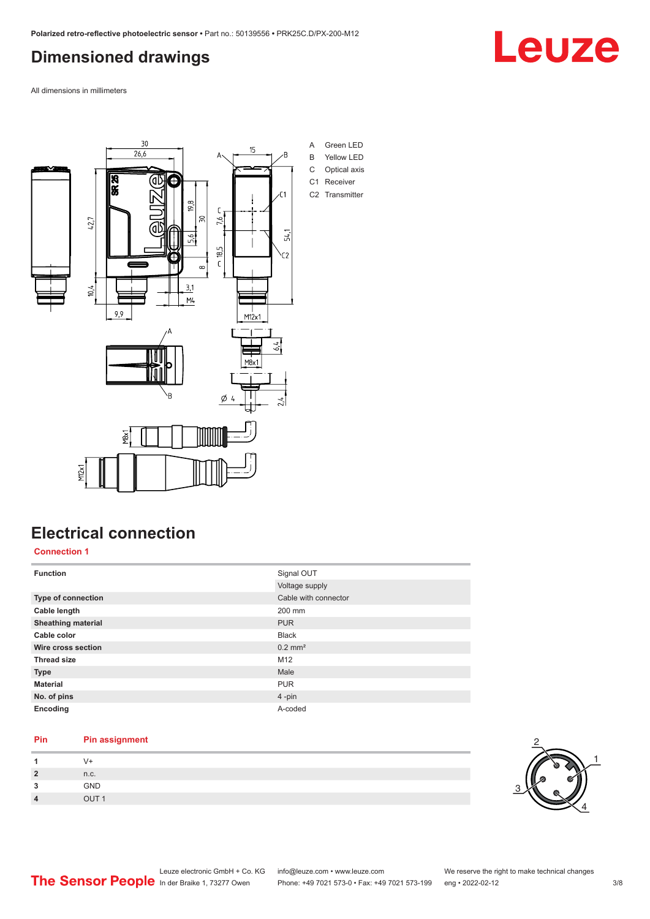# Dimensioned drawings

All dimensions in millimeters

A Green LED
B Yellow LED
C Optical axis
C1 Receiver
C2 Transmitter

# Electrical connection

## Connection 1

| Function | Signal OUT |
|---|---|
| | Voltage supply |
| Type of connection | Cable with connector |
| Cable length | 200 mm |
| Sheathing material | PUR |
| Cable color | Black |
| Wire cross section | 0.2 mm² |
| Thread size | M12 |
| Type | Male |
| Material | PUR |
| No. of pins | 4 -pin |
| Encoding | A-coded |

| Pin | Pin assignment |
|---|---|
| 1 | V+ |
| 2 | n.c. |
| 3 | GND |
| 4 | OUT 1 |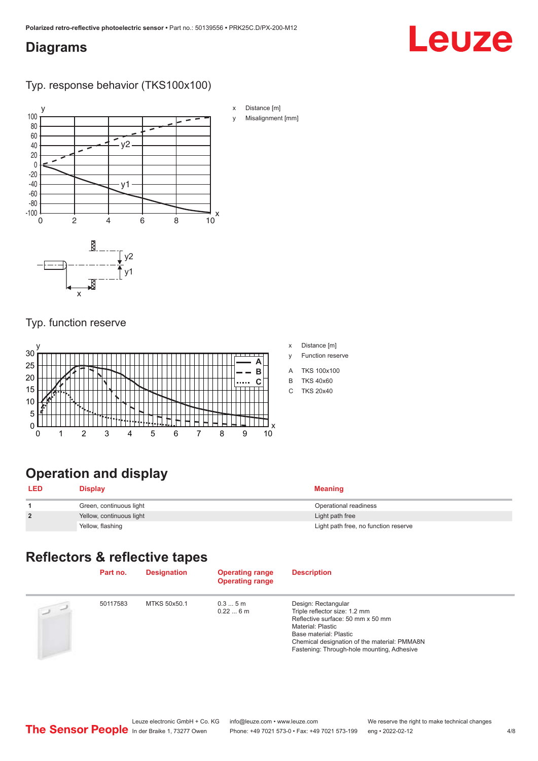## Diagrams

### Typ. response behavior (TKS100x100)

x Distance [m]
y Misalignment [mm]

### Typ. function reserve

x Distance [m]
y Function reserve

A TKS 100x100
B TKS 40x60
C TKS 20x40

## Operation and display

| LED | Display | Meaning |
|---|---|---|
| 1 | Green, continuous light | Operational readiness |
| 2 | Yellow, continuous light | Light path free |
| | Yellow, flashing | Light path free, no function reserve |

## Reflectors & reflective tapes

| | Part no. | Designation | Operating range<br>Operating range | Description |
|---|---|---|---|---|
| | 50117583 | MTKS 50x50.1 | 0.3 ... 5 m<br>0.22 ... 6 m | Design: Rectangular<br>Triple reflector size: 1.2 mm<br>Reflective surface: 50 mm x 50 mm<br>Material: Plastic<br>Base material: Plastic<br>Chemical designation of the material: PMMA8N<br>Fastening: Through-hole mounting, Adhesive |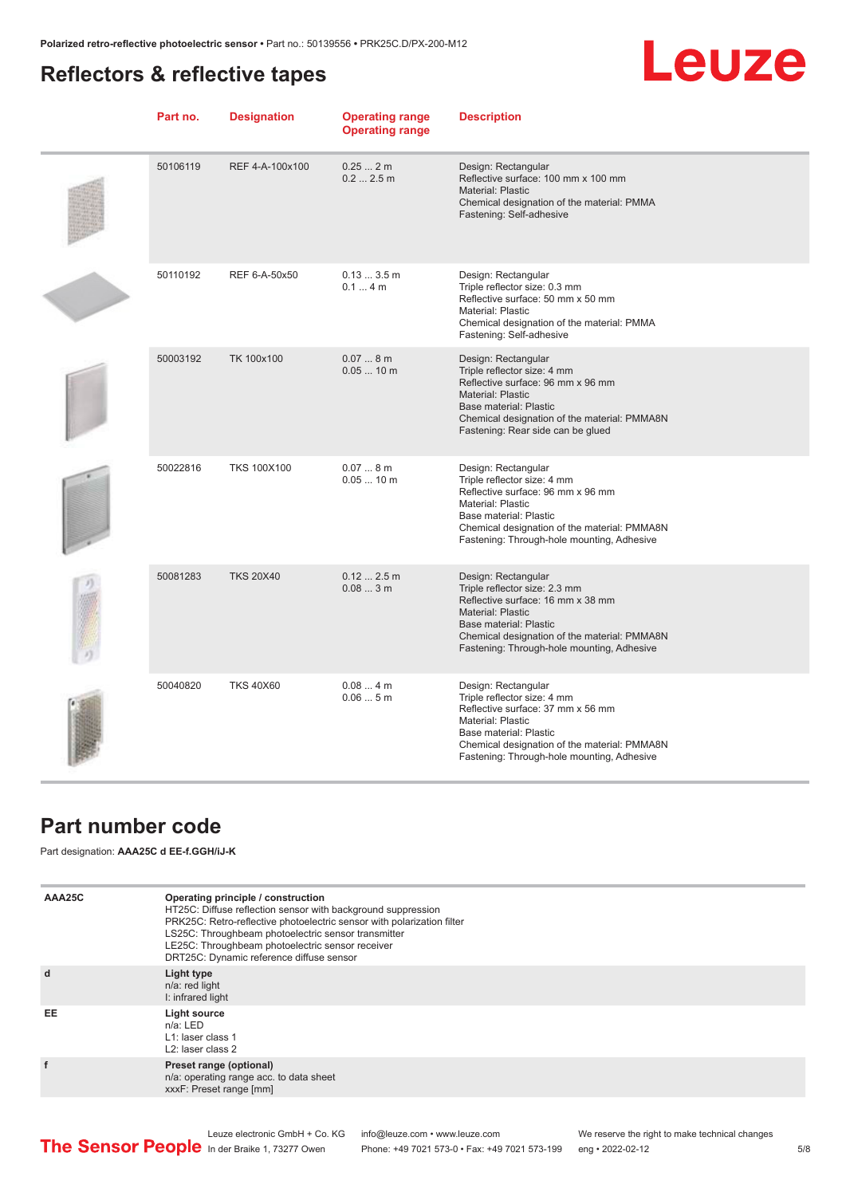## Reflectors & reflective tapes

| Part no. | Designation | Operating range<br>Operating range | Description |
|---|---|---|---|
| 50106119 | REF 4-A-100x100 | 0.25 ... 2 m<br>0.2 ... 2.5 m | Design: Rectangular<br>Reflective surface: 100 mm x 100 mm<br>Material: Plastic<br>Chemical designation of the material: PMMA<br>Fastening: Self-adhesive |
| 50110192 | REF 6-A-50x50 | 0.13 ... 3.5 m<br>0.1 ... 4 m | Design: Rectangular<br>Triple reflector size: 0.3 mm<br>Reflective surface: 50 mm x 50 mm<br>Material: Plastic<br>Chemical designation of the material: PMMA<br>Fastening: Self-adhesive |
| 50003192 | TK 100x100 | 0.07 ... 8 m<br>0.05 ... 10 m | Design: Rectangular<br>Triple reflector size: 4 mm<br>Reflective surface: 96 mm x 96 mm<br>Material: Plastic<br>Base material: Plastic<br>Chemical designation of the material: PMMA8N<br>Fastening: Rear side can be glued |
| 50022816 | TKS 100X100 | 0.07 ... 8 m<br>0.05 ... 10 m | Design: Rectangular<br>Triple reflector size: 4 mm<br>Reflective surface: 96 mm x 96 mm<br>Material: Plastic<br>Base material: Plastic<br>Chemical designation of the material: PMMA8N<br>Fastening: Through-hole mounting, Adhesive |
| 50081283 | TKS 20X40 | 0.12 ... 2.5 m<br>0.08 ... 3 m | Design: Rectangular<br>Triple reflector size: 2.3 mm<br>Reflective surface: 16 mm x 38 mm<br>Material: Plastic<br>Base material: Plastic<br>Chemical designation of the material: PMMA8N<br>Fastening: Through-hole mounting, Adhesive |
| 50040820 | TKS 40X60 | 0.08 ... 4 m<br>0.06 ... 5 m | Design: Rectangular<br>Triple reflector size: 4 mm<br>Reflective surface: 37 mm x 56 mm<br>Material: Plastic<br>Base material: Plastic<br>Chemical designation of the material: PMMA8N<br>Fastening: Through-hole mounting, Adhesive |

## Part number code

Part designation: **AAA25C d EE-f.GGH/iJ-K**

| | |
|---|---|
| **AAA25C** | **Operating principle / construction**<br>HT25C: Diffuse reflection sensor with background suppression<br>PRK25C: Retro-reflective photoelectric sensor with polarization filter<br>LS25C: Throughbeam photoelectric sensor transmitter<br>LE25C: Throughbeam photoelectric sensor receiver<br>DRT25C: Dynamic reference diffuse sensor |
| **d** | **Light type**<br>n/a: red light<br>I: infrared light |
| **EE** | **Light source**<br>n/a: LED<br>L1: laser class 1<br>L2: laser class 2 |
| **f** | **Preset range (optional)**<br>n/a: operating range acc. to data sheet<br>xxxF: Preset range [mm] |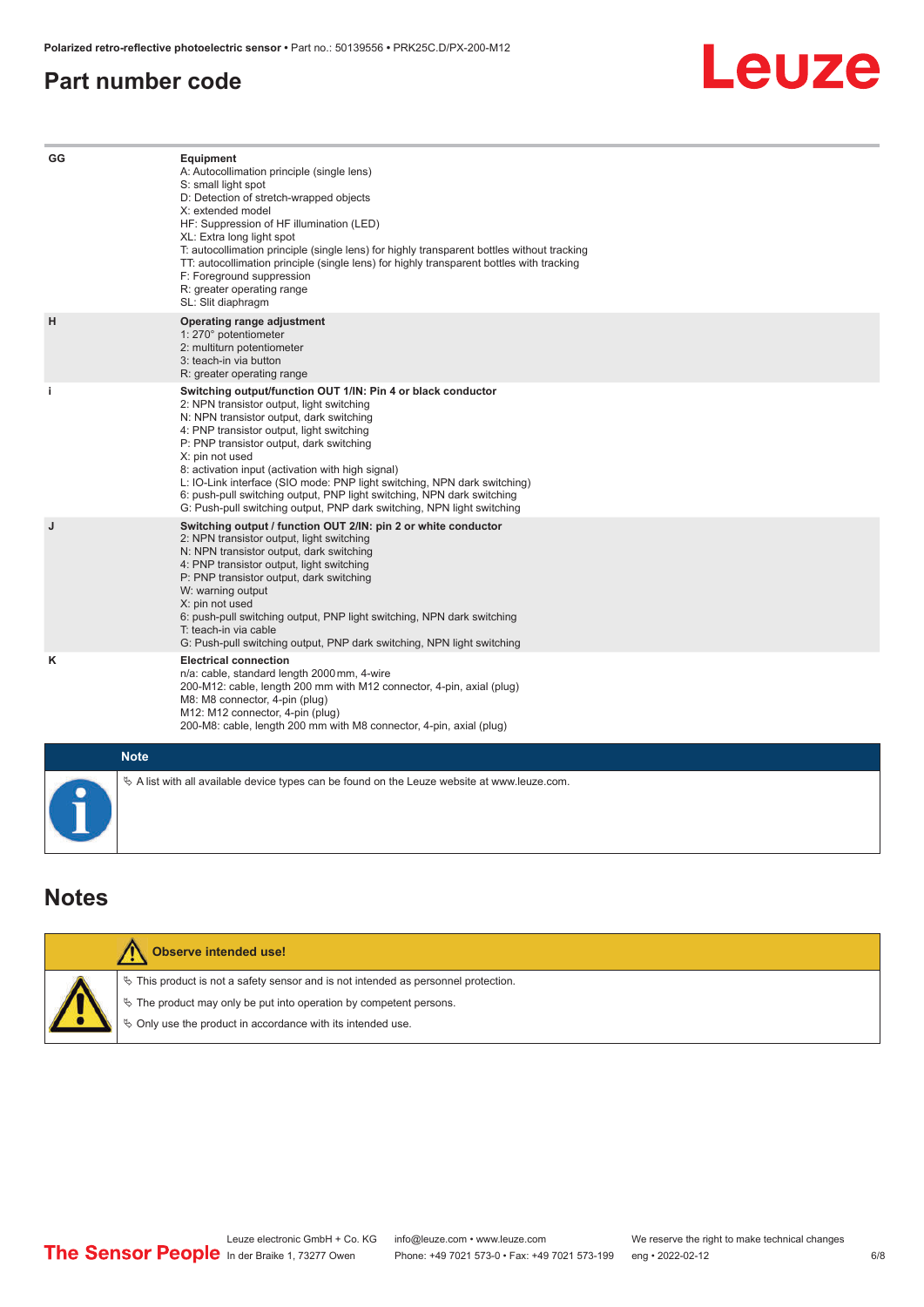## Part number code

| | |
|---|---|
| GG | **Equipment**<br>A: Autocollimation principle (single lens)<br>S: small light spot<br>D: Detection of stretch-wrapped objects<br>X: extended model<br>HF: Suppression of HF illumination (LED)<br>XL: Extra long light spot<br>T: autocollimation principle (single lens) for highly transparent bottles without tracking<br>TT: autocollimation principle (single lens) for highly transparent bottles with tracking<br>F: Foreground suppression<br>R: greater operating range<br>SL: Slit diaphragm |
| H | **Operating range adjustment**<br>1: 270° potentiometer<br>2: multiturn potentiometer<br>3: teach-in via button<br>R: greater operating range |
| i | **Switching output/function OUT 1/IN: Pin 4 or black conductor**<br>2: NPN transistor output, light switching<br>N: NPN transistor output, dark switching<br>4: PNP transistor output, light switching<br>P: PNP transistor output, dark switching<br>X: pin not used<br>8: activation input (activation with high signal)<br>L: IO-Link interface (SIO mode: PNP light switching, NPN dark switching)<br>6: push-pull switching output, PNP light switching, NPN dark switching<br>G: Push-pull switching output, PNP dark switching, NPN light switching |
| J | **Switching output / function OUT 2/IN: pin 2 or white conductor**<br>2: NPN transistor output, light switching<br>N: NPN transistor output, dark switching<br>4: PNP transistor output, light switching<br>P: PNP transistor output, dark switching<br>W: warning output<br>X: pin not used<br>6: push-pull switching output, PNP light switching, NPN dark switching<br>T: teach-in via cable<br>G: Push-pull switching output, PNP dark switching, NPN light switching |
| K | **Electrical connection**<br>n/a: cable, standard length 2000 mm, 4-wire<br>200-M12: cable, length 200 mm with M12 connector, 4-pin, axial (plug)<br>M8: M8 connector, 4-pin (plug)<br>M12: M12 connector, 4-pin (plug)<br>200-M8: cable, length 200 mm with M8 connector, 4-pin, axial (plug) |

**Note**

- A list with all available device types can be found on the Leuze website at www.leuze.com.

## Notes

**Observe intended use!**

- This product is not a safety sensor and is not intended as personnel protection.
- The product may only be put into operation by competent persons.
- Only use the product in accordance with its intended use.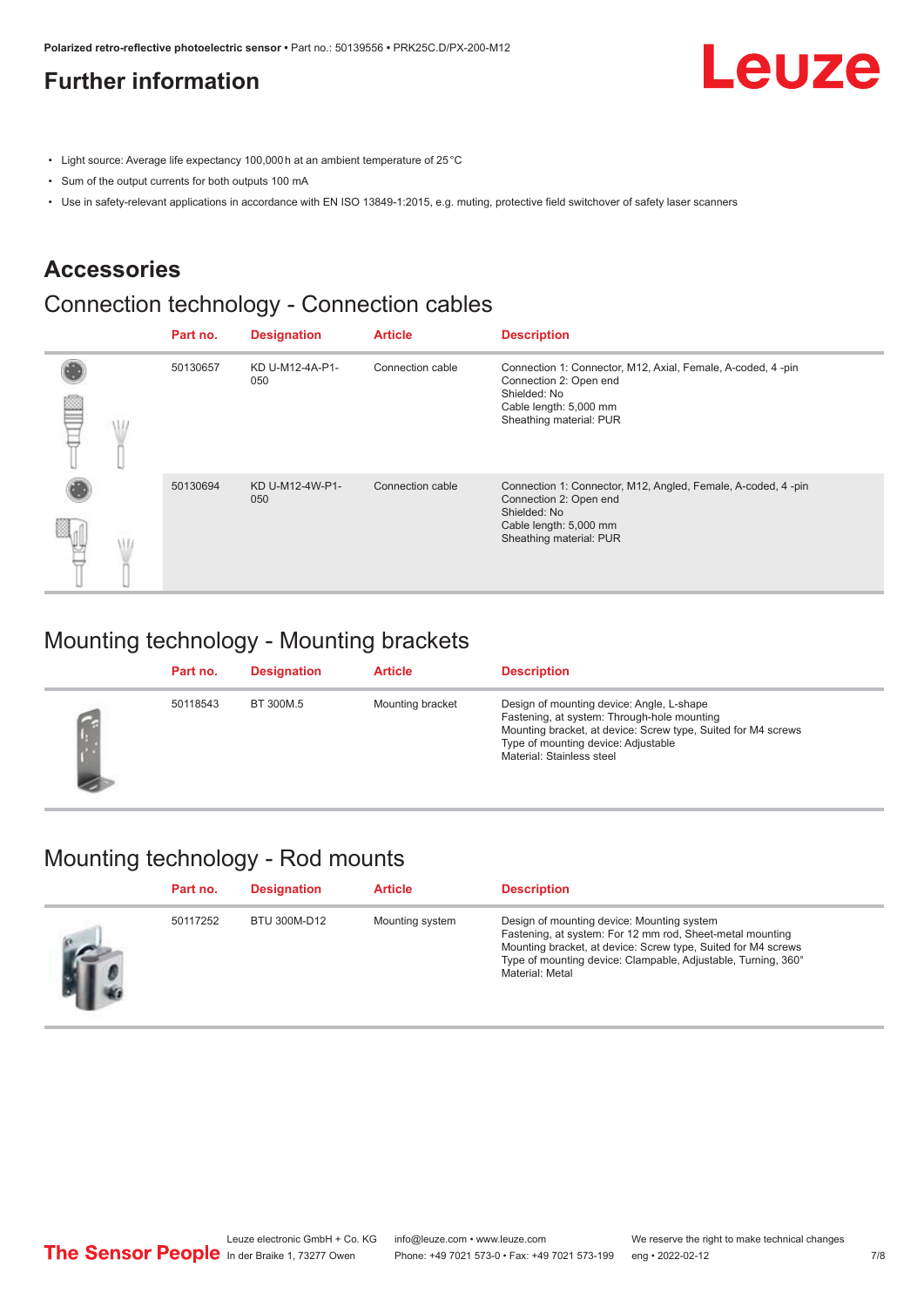## Further information

- Light source: Average life expectancy 100,000 h at an ambient temperature of 25 °C
- Sum of the output currents for both outputs 100 mA
- Use in safety-relevant applications in accordance with EN ISO 13849-1:2015, e.g. muting, protective field switchover of safety laser scanners

## Accessories

### Connection technology - Connection cables

| Part no. | Designation | Article | Description |
|---|---|---|---|
| 50130657 | KD U-M12-4A-P1-050 | Connection cable | Connection 1: Connector, M12, Axial, Female, A-coded, 4 -pin<br>Connection 2: Open end<br>Shielded: No<br>Cable length: 5,000 mm<br>Sheathing material: PUR |
| 50130694 | KD U-M12-4W-P1-050 | Connection cable | Connection 1: Connector, M12, Angled, Female, A-coded, 4 -pin<br>Connection 2: Open end<br>Shielded: No<br>Cable length: 5,000 mm<br>Sheathing material: PUR |

### Mounting technology - Mounting brackets

| Part no. | Designation | Article | Description |
|---|---|---|---|
| 50118543 | BT 300M.5 | Mounting bracket | Design of mounting device: Angle, L-shape<br>Fastening, at system: Through-hole mounting<br>Mounting bracket, at device: Screw type, Suited for M4 screws<br>Type of mounting device: Adjustable<br>Material: Stainless steel |

### Mounting technology - Rod mounts

| Part no. | Designation | Article | Description |
|---|---|---|---|
| 50117252 | BTU 300M-D12 | Mounting system | Design of mounting device: Mounting system<br>Fastening, at system: For 12 mm rod, Sheet-metal mounting<br>Mounting bracket, at device: Screw type, Suited for M4 screws<br>Type of mounting device: Clampable, Adjustable, Turning, 360°<br>Material: Metal |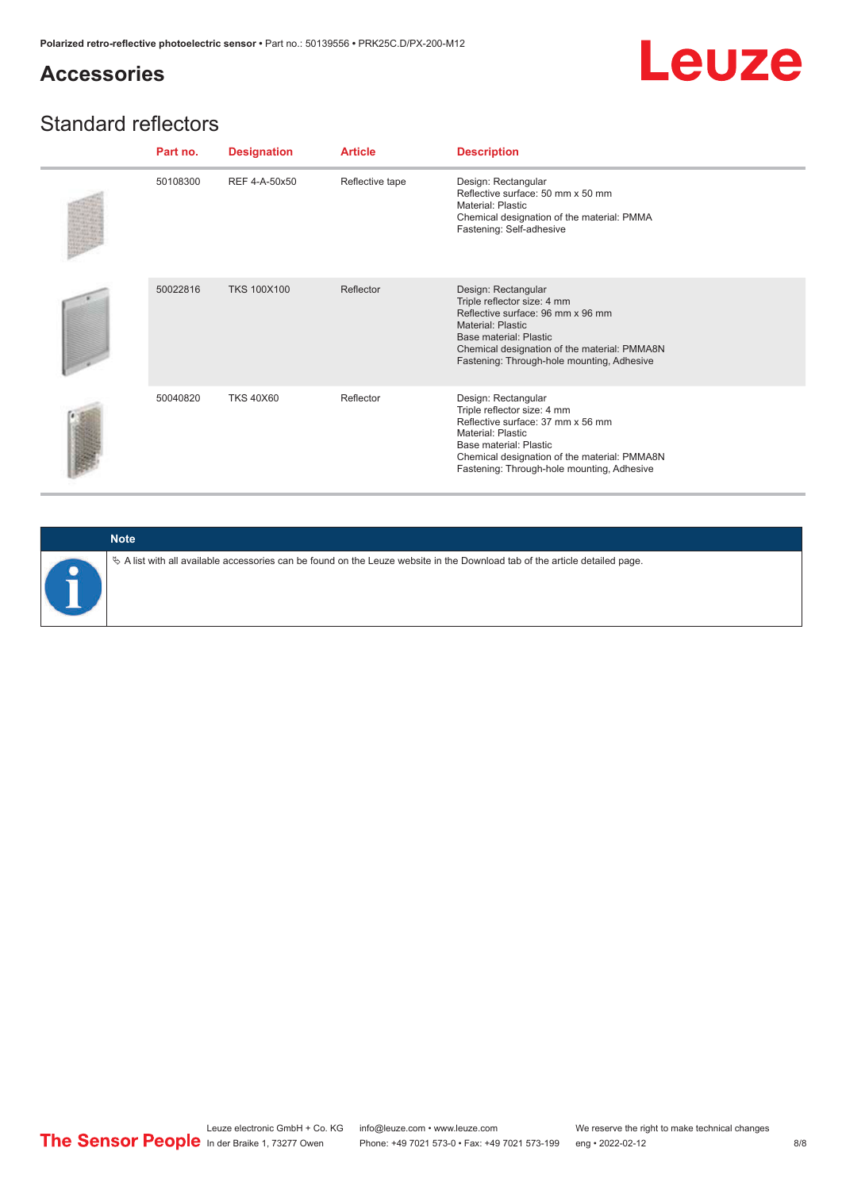## Accessories

### Standard reflectors

| | Part no. | Designation | Article | Description |
|---|---|---|---|---|
| | 50108300 | REF 4-A-50x50 | Reflective tape | Design: Rectangular<br>Reflective surface: 50 mm x 50 mm<br>Material: Plastic<br>Chemical designation of the material: PMMA<br>Fastening: Self-adhesive |
| | 50022816 | TKS 100X100 | Reflector | Design: Rectangular<br>Triple reflector size: 4 mm<br>Reflective surface: 96 mm x 96 mm<br>Material: Plastic<br>Base material: Plastic<br>Chemical designation of the material: PMMA8N<br>Fastening: Through-hole mounting, Adhesive |
| | 50040820 | TKS 40X60 | Reflector | Design: Rectangular<br>Triple reflector size: 4 mm<br>Reflective surface: 37 mm x 56 mm<br>Material: Plastic<br>Base material: Plastic<br>Chemical designation of the material: PMMA8N<br>Fastening: Through-hole mounting, Adhesive |

**Note**

↳ A list with all available accessories can be found on the Leuze website in the Download tab of the article detailed page.